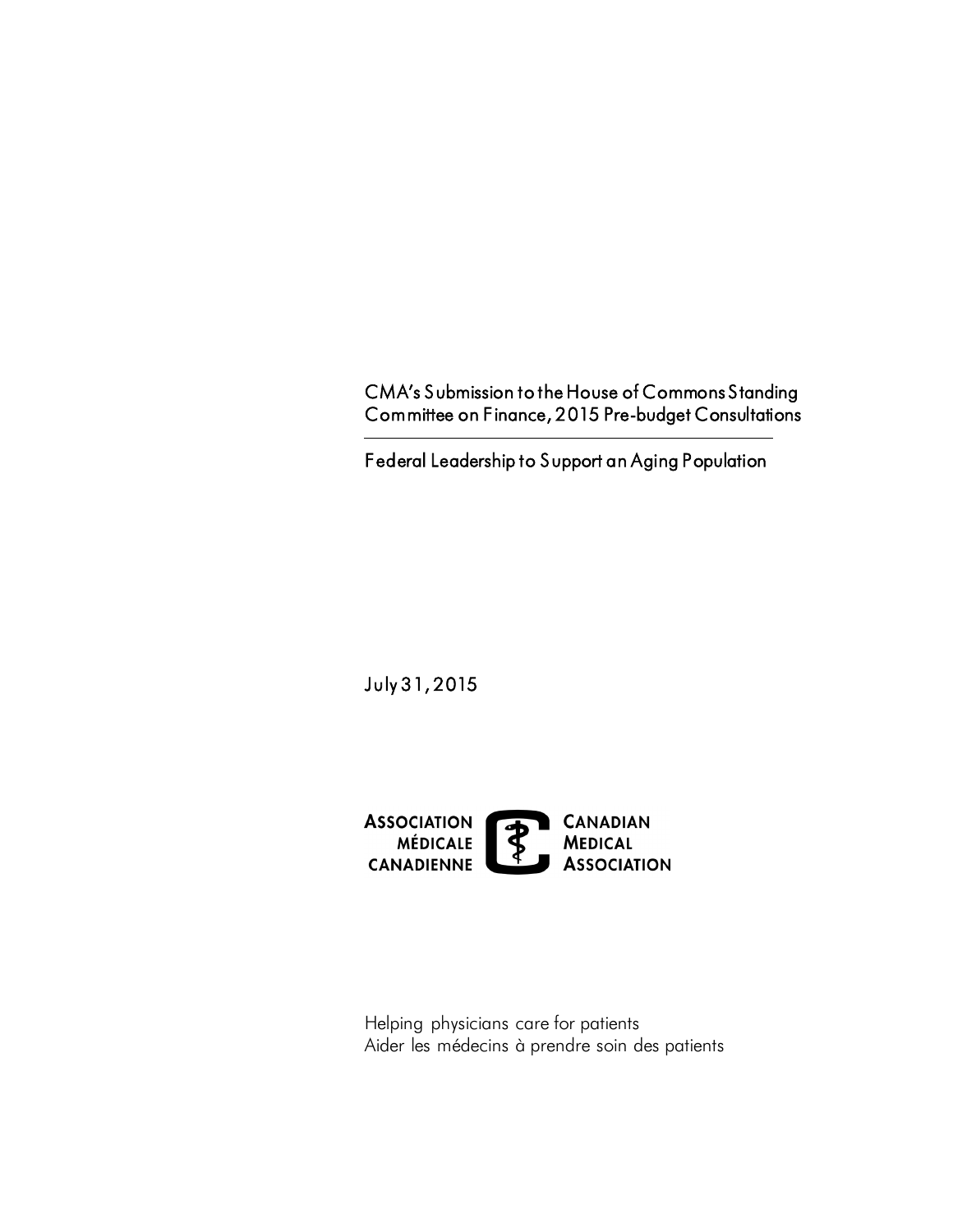# CMA's Submission to the House of Commons Standing Committee on Finance, 2015 Pre-budget Consultations

## Federal Leadership to Support an Aging Population

July 31, 2015

ASSOCIATION MÉDICALE CANADIENNE

CANADIAN MEDICAL ASSOCIATION

Helping physicians care for patients
Aider les médecins à prendre soin des patients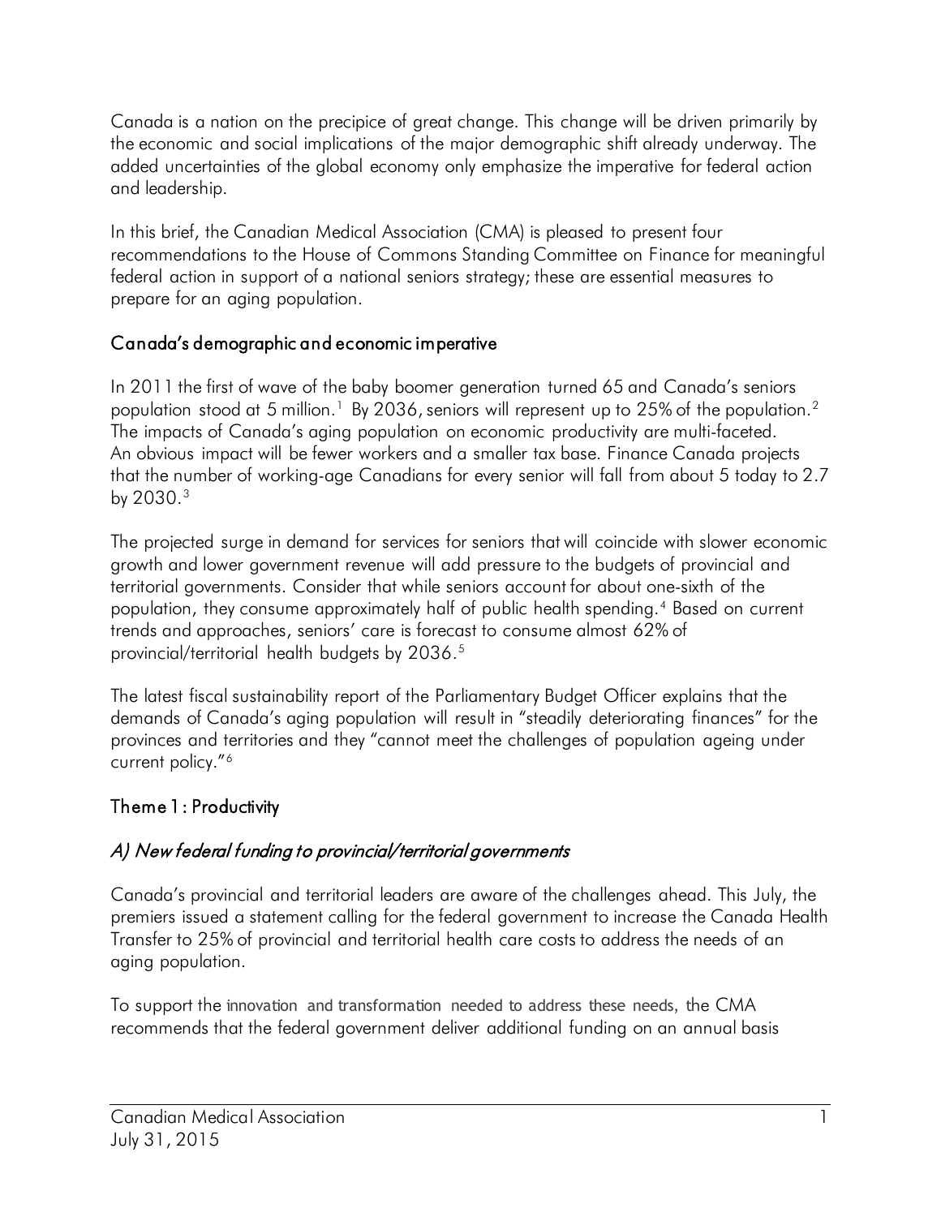Canada is a nation on the precipice of great change. This change will be driven primarily by the economic and social implications of the major demographic shift already underway. The added uncertainties of the global economy only emphasize the imperative for federal action and leadership.

In this brief, the Canadian Medical Association (CMA) is pleased to present four recommendations to the House of Commons Standing Committee on Finance for meaningful federal action in support of a national seniors strategy; these are essential measures to prepare for an aging population.

## Canada's demographic and economic imperative

In 2011 the first of wave of the baby boomer generation turned 65 and Canada's seniors population stood at 5 million.[1] By 2036, seniors will represent up to 25% of the population.[2] The impacts of Canada's aging population on economic productivity are multi-faceted. An obvious impact will be fewer workers and a smaller tax base. Finance Canada projects that the number of working-age Canadians for every senior will fall from about 5 today to 2.7 by 2030.[3]

The projected surge in demand for services for seniors that will coincide with slower economic growth and lower government revenue will add pressure to the budgets of provincial and territorial governments. Consider that while seniors account for about one-sixth of the population, they consume approximately half of public health spending.[4] Based on current trends and approaches, seniors' care is forecast to consume almost 62% of provincial/territorial health budgets by 2036.[5]

The latest fiscal sustainability report of the Parliamentary Budget Officer explains that the demands of Canada's aging population will result in "steadily deteriorating finances" for the provinces and territories and they "cannot meet the challenges of population ageing under current policy."[6]

## Theme 1: Productivity

### *A) New federal funding to provincial/territorial governments*

Canada's provincial and territorial leaders are aware of the challenges ahead. This July, the premiers issued a statement calling for the federal government to increase the Canada Health Transfer to 25% of provincial and territorial health care costs to address the needs of an aging population.

To support the innovation and transformation needed to address these needs, the CMA recommends that the federal government deliver additional funding on an annual basis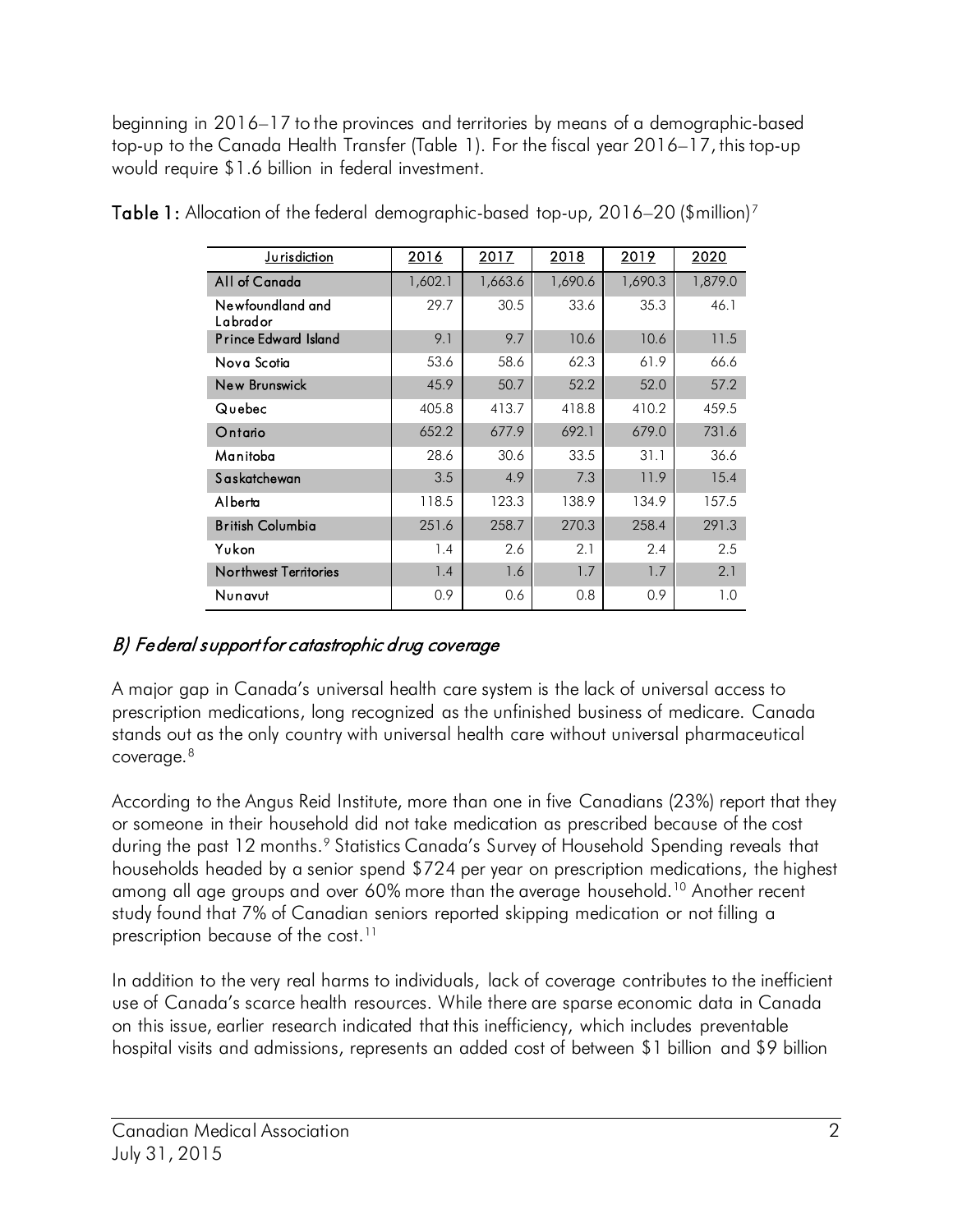beginning in 2016–17 to the provinces and territories by means of a demographic-based top-up to the Canada Health Transfer (Table 1). For the fiscal year 2016–17, this top-up would require $1.6 billion in federal investment.

**Table 1:** Allocation of the federal demographic-based top-up, 2016–20 ($million)[7]

| Jurisdiction | 2016 | 2017 | 2018 | 2019 | 2020 |
|---|---|---|---|---|---|
| All of Canada | 1,602.1 | 1,663.6 | 1,690.6 | 1,690.3 | 1,879.0 |
| Newfoundland and Labrador | 29.7 | 30.5 | 33.6 | 35.3 | 46.1 |
| Prince Edward Island | 9.1 | 9.7 | 10.6 | 10.6 | 11.5 |
| Nova Scotia | 53.6 | 58.6 | 62.3 | 61.9 | 66.6 |
| New Brunswick | 45.9 | 50.7 | 52.2 | 52.0 | 57.2 |
| Quebec | 405.8 | 413.7 | 418.8 | 410.2 | 459.5 |
| Ontario | 652.2 | 677.9 | 692.1 | 679.0 | 731.6 |
| Manitoba | 28.6 | 30.6 | 33.5 | 31.1 | 36.6 |
| Saskatchewan | 3.5 | 4.9 | 7.3 | 11.9 | 15.4 |
| Alberta | 118.5 | 123.3 | 138.9 | 134.9 | 157.5 |
| British Columbia | 251.6 | 258.7 | 270.3 | 258.4 | 291.3 |
| Yukon | 1.4 | 2.6 | 2.1 | 2.4 | 2.5 |
| Northwest Territories | 1.4 | 1.6 | 1.7 | 1.7 | 2.1 |
| Nunavut | 0.9 | 0.6 | 0.8 | 0.9 | 1.0 |

### *B) Federal support for catastrophic drug coverage*

A major gap in Canada's universal health care system is the lack of universal access to prescription medications, long recognized as the unfinished business of medicare. Canada stands out as the only country with universal health care without universal pharmaceutical coverage.[8]

According to the Angus Reid Institute, more than one in five Canadians (23%) report that they or someone in their household did not take medication as prescribed because of the cost during the past 12 months.[9] Statistics Canada's Survey of Household Spending reveals that households headed by a senior spend $724 per year on prescription medications, the highest among all age groups and over 60% more than the average household.[10] Another recent study found that 7% of Canadian seniors reported skipping medication or not filling a prescription because of the cost.[11]

In addition to the very real harms to individuals, lack of coverage contributes to the inefficient use of Canada's scarce health resources. While there are sparse economic data in Canada on this issue, earlier research indicated that this inefficiency, which includes preventable hospital visits and admissions, represents an added cost of between $1 billion and $9 billion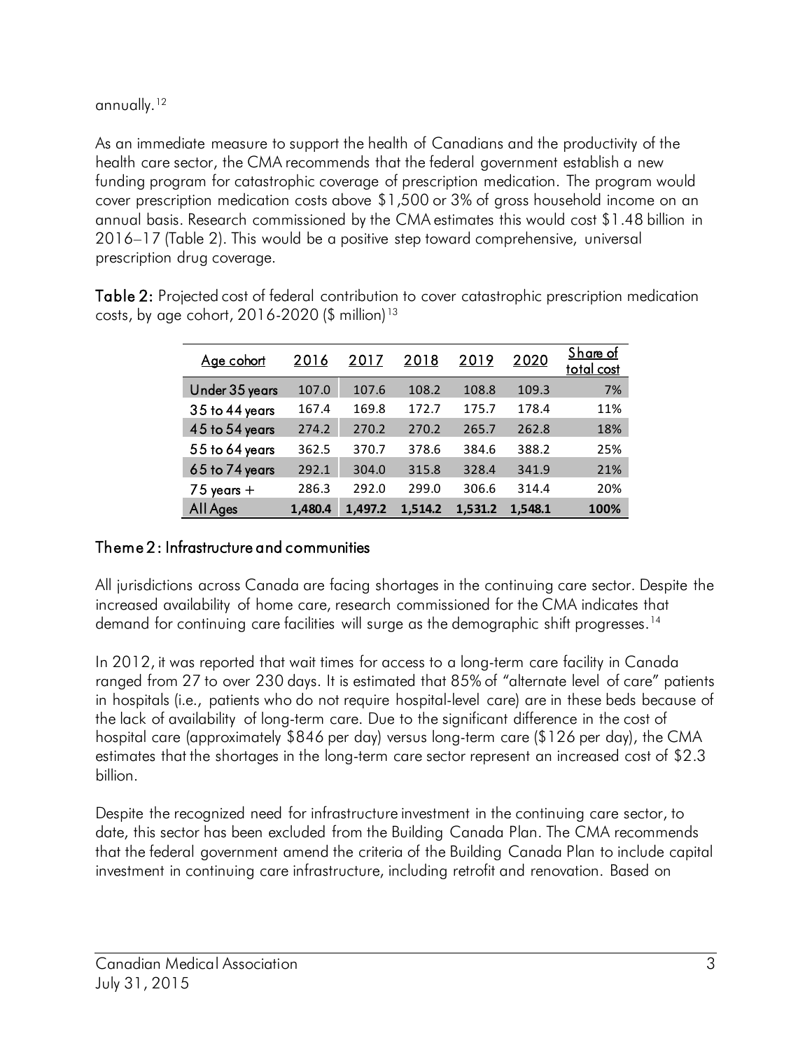annually.[12]

As an immediate measure to support the health of Canadians and the productivity of the health care sector, the CMA recommends that the federal government establish a new funding program for catastrophic coverage of prescription medication. The program would cover prescription medication costs above $1,500 or 3% of gross household income on an annual basis. Research commissioned by the CMA estimates this would cost $1.48 billion in 2016–17 (Table 2). This would be a positive step toward comprehensive, universal prescription drug coverage.

**Table 2:** Projected cost of federal contribution to cover catastrophic prescription medication costs, by age cohort, 2016-2020 ($ million)[13]

| Age cohort | 2016 | 2017 | 2018 | 2019 | 2020 | Share of total cost |
|---|---|---|---|---|---|---|
| Under 35 years | 107.0 | 107.6 | 108.2 | 108.8 | 109.3 | 7% |
| 35 to 44 years | 167.4 | 169.8 | 172.7 | 175.7 | 178.4 | 11% |
| 45 to 54 years | 274.2 | 270.2 | 270.2 | 265.7 | 262.8 | 18% |
| 55 to 64 years | 362.5 | 370.7 | 378.6 | 384.6 | 388.2 | 25% |
| 65 to 74 years | 292.1 | 304.0 | 315.8 | 328.4 | 341.9 | 21% |
| 75 years + | 286.3 | 292.0 | 299.0 | 306.6 | 314.4 | 20% |
| All Ages | **1,480.4** | **1,497.2** | **1,514.2** | **1,531.2** | **1,548.1** | **100%** |

## Theme 2: Infrastructure and communities

All jurisdictions across Canada are facing shortages in the continuing care sector. Despite the increased availability of home care, research commissioned for the CMA indicates that demand for continuing care facilities will surge as the demographic shift progresses.[14]

In 2012, it was reported that wait times for access to a long-term care facility in Canada ranged from 27 to over 230 days. It is estimated that 85% of "alternate level of care" patients in hospitals (i.e., patients who do not require hospital-level care) are in these beds because of the lack of availability of long-term care. Due to the significant difference in the cost of hospital care (approximately $846 per day) versus long-term care ($126 per day), the CMA estimates that the shortages in the long-term care sector represent an increased cost of $2.3 billion.

Despite the recognized need for infrastructure investment in the continuing care sector, to date, this sector has been excluded from the Building Canada Plan. The CMA recommends that the federal government amend the criteria of the Building Canada Plan to include capital investment in continuing care infrastructure, including retrofit and renovation. Based on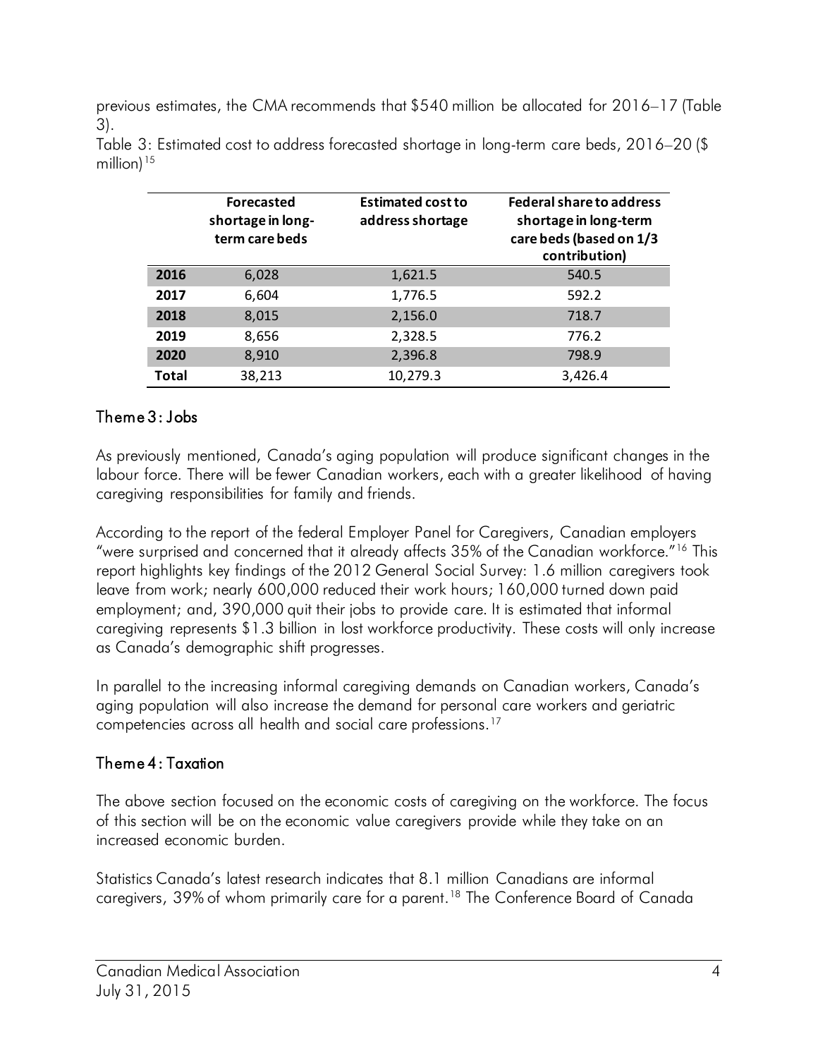previous estimates, the CMA recommends that $540 million be allocated for 2016–17 (Table 3).

Table 3: Estimated cost to address forecasted shortage in long-term care beds, 2016–20 ($ million)[15]

| | Forecasted shortage in long-term care beds | Estimated cost to address shortage | Federal share to address shortage in long-term care beds (based on 1/3 contribution) |
|---|---|---|---|
| **2016** | 6,028 | 1,621.5 | 540.5 |
| **2017** | 6,604 | 1,776.5 | 592.2 |
| **2018** | 8,015 | 2,156.0 | 718.7 |
| **2019** | 8,656 | 2,328.5 | 776.2 |
| **2020** | 8,910 | 2,396.8 | 798.9 |
| **Total** | 38,213 | 10,279.3 | 3,426.4 |

## Theme 3: Jobs

As previously mentioned, Canada's aging population will produce significant changes in the labour force. There will be fewer Canadian workers, each with a greater likelihood of having caregiving responsibilities for family and friends.

According to the report of the federal Employer Panel for Caregivers, Canadian employers "were surprised and concerned that it already affects 35% of the Canadian workforce."[16] This report highlights key findings of the 2012 General Social Survey: 1.6 million caregivers took leave from work; nearly 600,000 reduced their work hours; 160,000 turned down paid employment; and, 390,000 quit their jobs to provide care. It is estimated that informal caregiving represents $1.3 billion in lost workforce productivity. These costs will only increase as Canada's demographic shift progresses.

In parallel to the increasing informal caregiving demands on Canadian workers, Canada's aging population will also increase the demand for personal care workers and geriatric competencies across all health and social care professions.[17]

## Theme 4: Taxation

The above section focused on the economic costs of caregiving on the workforce. The focus of this section will be on the economic value caregivers provide while they take on an increased economic burden.

Statistics Canada's latest research indicates that 8.1 million Canadians are informal caregivers, 39% of whom primarily care for a parent.[18] The Conference Board of Canada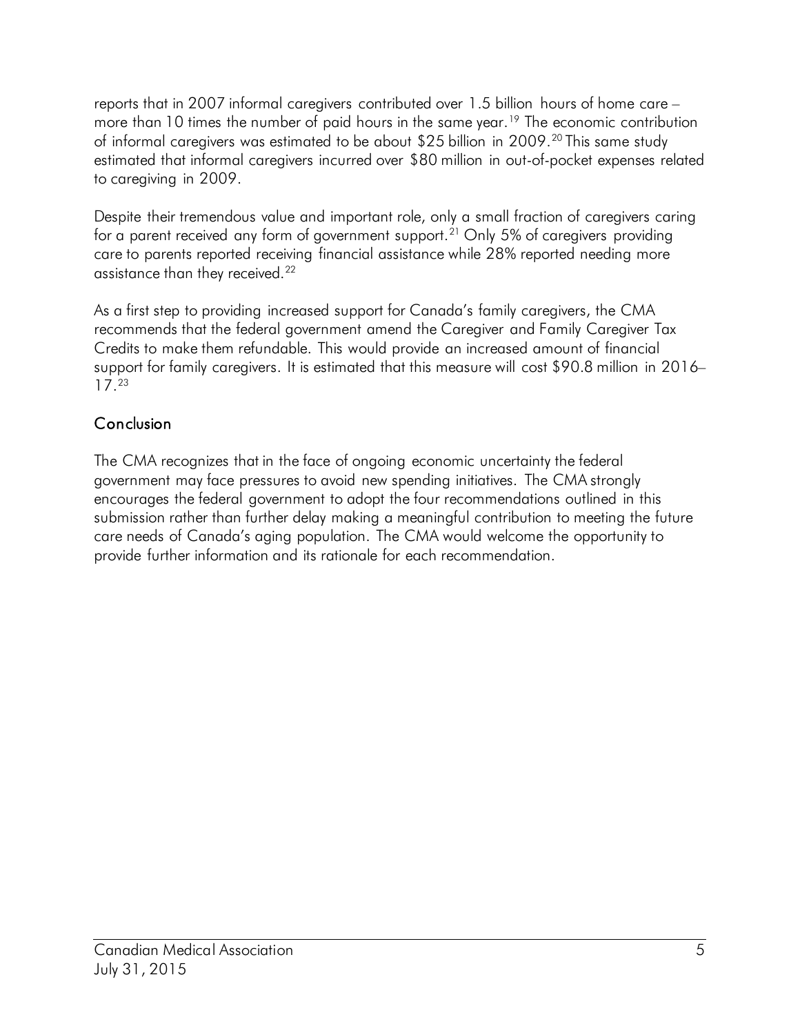reports that in 2007 informal caregivers contributed over 1.5 billion hours of home care – more than 10 times the number of paid hours in the same year.[19] The economic contribution of informal caregivers was estimated to be about $25 billion in 2009.[20] This same study estimated that informal caregivers incurred over $80 million in out-of-pocket expenses related to caregiving in 2009.

Despite their tremendous value and important role, only a small fraction of caregivers caring for a parent received any form of government support.[21] Only 5% of caregivers providing care to parents reported receiving financial assistance while 28% reported needing more assistance than they received.[22]

As a first step to providing increased support for Canada's family caregivers, the CMA recommends that the federal government amend the Caregiver and Family Caregiver Tax Credits to make them refundable. This would provide an increased amount of financial support for family caregivers. It is estimated that this measure will cost $90.8 million in 2016–17.[23]

## Conclusion

The CMA recognizes that in the face of ongoing economic uncertainty the federal government may face pressures to avoid new spending initiatives. The CMA strongly encourages the federal government to adopt the four recommendations outlined in this submission rather than further delay making a meaningful contribution to meeting the future care needs of Canada's aging population. The CMA would welcome the opportunity to provide further information and its rationale for each recommendation.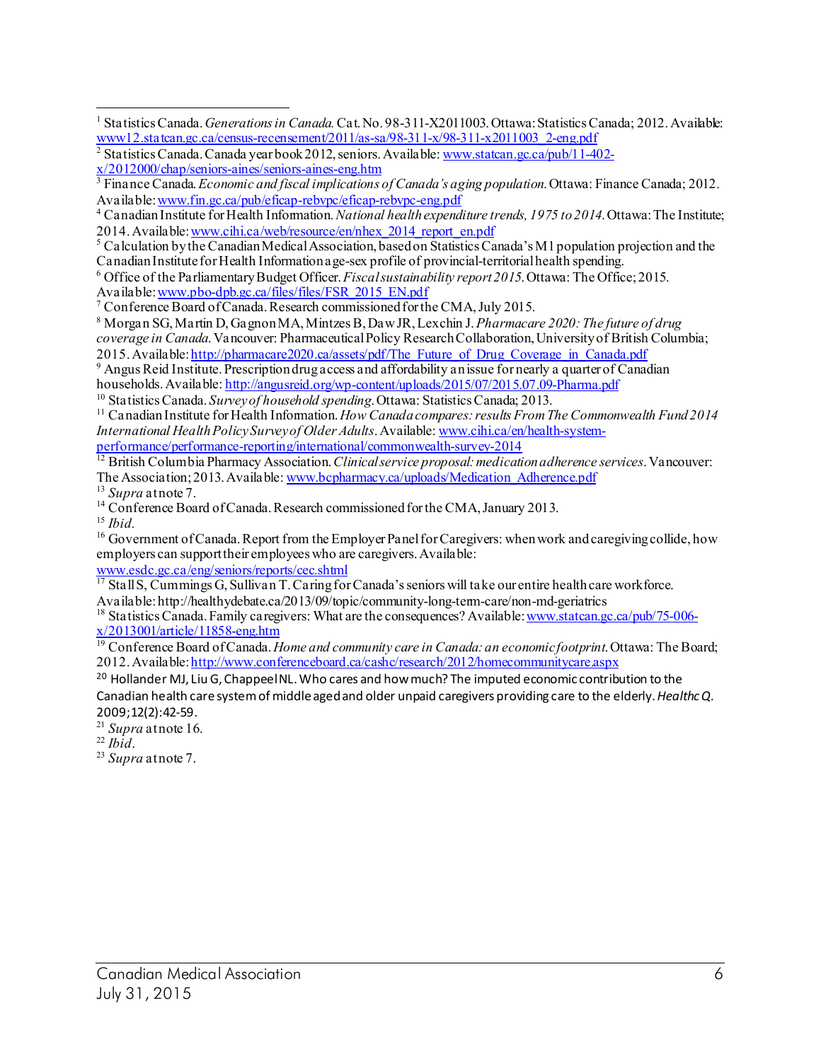[1] Statistics Canada. *Generations in Canada.* Cat. No. 98-311-X2011003. Ottawa: Statistics Canada; 2012. Available: www12.statcan.gc.ca/census-recensement/2011/as-sa/98-311-x/98-311-x2011003_2-eng.pdf

[2] Statistics Canada. Canada year book 2012, seniors. Available: www.statcan.gc.ca/pub/11-402-x/2012000/chap/seniors-aines/seniors-aines-eng.htm

[3] Finance Canada. *Economic and fiscal implications of Canada's aging population.* Ottawa: Finance Canada; 2012. Available: www.fin.gc.ca/pub/eficap-rebvpc/eficap-rebvpc-eng.pdf

[4] Canadian Institute for Health Information. *National health expenditure trends, 1975 to 2014.* Ottawa: The Institute; 2014. Available: www.cihi.ca/web/resource/en/nhex_2014_report_en.pdf

[5] Calculation by the Canadian Medical Association, based on Statistics Canada's M1 population projection and the Canadian Institute for Health Information age-sex profile of provincial-territorial health spending.

[6] Office of the Parliamentary Budget Officer. *Fiscal sustainability report 2015.* Ottawa: The Office; 2015. Available: www.pbo-dpb.gc.ca/files/files/FSR_2015_EN.pdf

[7] Conference Board of Canada. Research commissioned for the CMA, July 2015.

[8] Morgan SG, Martin D, Gagnon MA, Mintzes B, Daw JR, Lexchin J. *Pharmacare 2020: The future of drug coverage in Canada.* Vancouver: Pharmaceutical Policy Research Collaboration, University of British Columbia; 2015. Available: http://pharmacare2020.ca/assets/pdf/The_Future_of_Drug_Coverage_in_Canada.pdf

[9] Angus Reid Institute. Prescription drug access and affordability an issue for nearly a quarter of Canadian households. Available: http://angusreid.org/wp-content/uploads/2015/07/2015.07.09-Pharma.pdf

[10] Statistics Canada. *Survey of household spending.* Ottawa: Statistics Canada; 2013.

[11] Canadian Institute for Health Information. *How Canada compares: results From The Commonwealth Fund 2014 International Health Policy Survey of Older Adults.* Available: www.cihi.ca/en/health-system-performance/performance-reporting/international/commonwealth-survey-2014

[12] British Columbia Pharmacy Association. *Clinical service proposal: medication adherence services.* Vancouver: The Association; 2013. Available: www.bcpharmacy.ca/uploads/Medication_Adherence.pdf

[13] *Supra* at note 7.

[14] Conference Board of Canada. Research commissioned for the CMA, January 2013.

[15] *Ibid.*

[16] Government of Canada. Report from the Employer Panel for Caregivers: when work and caregiving collide, how employers can support their employees who are caregivers. Available: www.esdc.gc.ca/eng/seniors/reports/cec.shtml

[17] Stall S, Cummings G, Sullivan T. Caring for Canada's seniors will take our entire health care workforce. Available: http://healthydebate.ca/2013/09/topic/community-long-term-care/non-md-geriatrics

[18] Statistics Canada. Family caregivers: What are the consequences? Available: www.statcan.gc.ca/pub/75-006-x/2013001/article/11858-eng.htm

[19] Conference Board of Canada. *Home and community care in Canada: an economic footprint.* Ottawa: The Board; 2012. Available: http://www.conferenceboard.ca/cashc/research/2012/homecommunitycare.aspx

[20] Hollander MJ, Liu G, Chappeel NL. Who cares and how much? The imputed economic contribution to the Canadian health care system of middle aged and older unpaid caregivers providing care to the elderly. *Healthc Q.* 2009;12(2):42-59.

[21] *Supra* at note 16.

[22] *Ibid.*

[23] *Supra* at note 7.

Canadian Medical Association
July 31, 2015